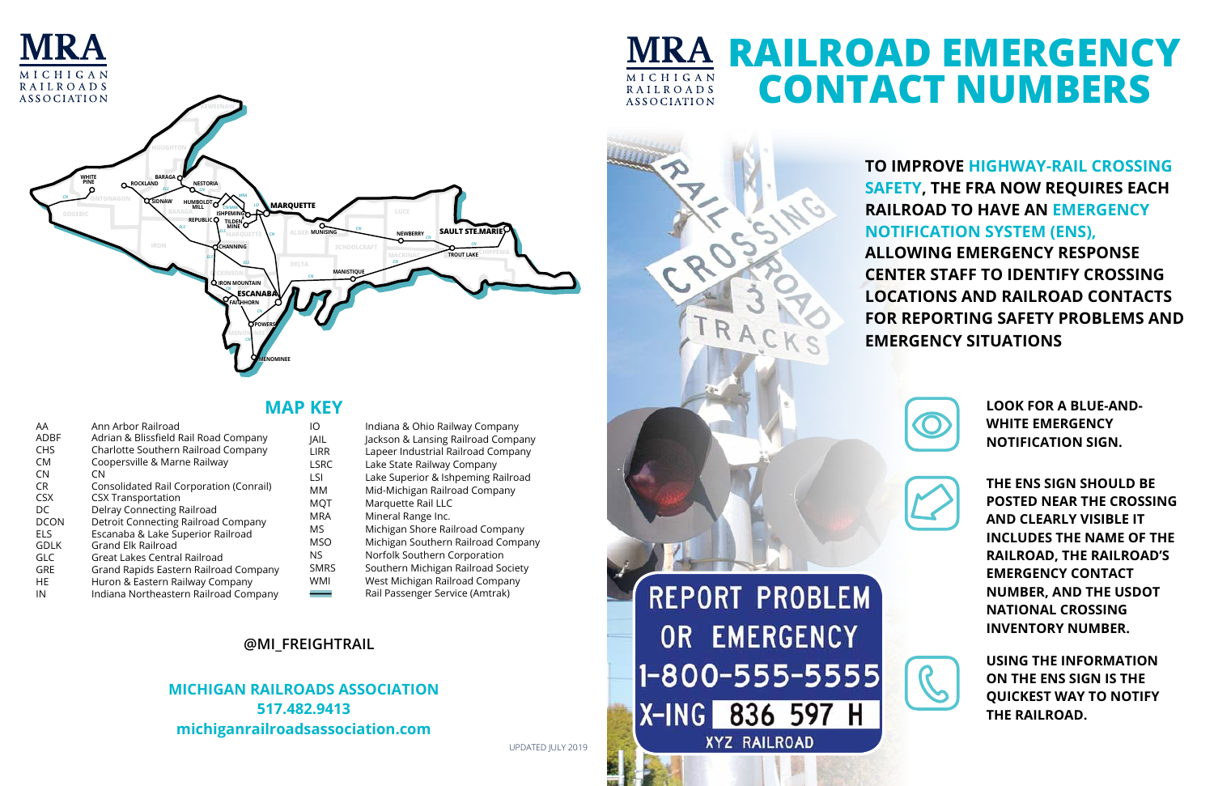MRA
MICHIGAN RAILROADS ASSOCIATION

## MAP KEY

| Code | Railroad | Code | Railroad |
|---|---|---|---|
| AA | Ann Arbor Railroad | IO | Indiana & Ohio Railway Company |
| ADBF | Adrian & Blissfield Rail Road Company | JAIL | Jackson & Lansing Railroad Company |
| CHS | Charlotte Southern Railroad Company | LIRR | Lapeer Industrial Railroad Company |
| CM | Coopersville & Marne Railway | LSRC | Lake State Railway Company |
| CN | CN | LSI | Lake Superior & Ishpeming Railroad |
| CR | Consolidated Rail Corporation (Conrail) | MM | Mid-Michigan Railroad Company |
| CSX | CSX Transportation | MQT | Marquette Rail LLC |
| DC | Delray Connecting Railroad | MRA | Mineral Range Inc. |
| DCON | Detroit Connecting Railroad Company | MS | Michigan Shore Railroad Company |
| ELS | Escanaba & Lake Superior Railroad | MSO | Michigan Southern Railroad Company |
| GDLK | Grand Elk Railroad | NS | Norfolk Southern Corporation |
| GLC | Great Lakes Central Railroad | SMRS | Southern Michigan Railroad Society |
| GRE | Grand Rapids Eastern Railroad Company | WMI | West Michigan Railroad Company |
| HE | Huron & Eastern Railway Company | ═ | Rail Passenger Service (Amtrak) |
| IN | Indiana Northeastern Railroad Company | | |

@MI_FREIGHTRAIL

**MICHIGAN RAILROADS ASSOCIATION**
**517.482.9413**
**michiganrailroadsassociation.com**

UPDATED JULY 2019

# RAILROAD EMERGENCY CONTACT NUMBERS

MRA
MICHIGAN RAILROADS ASSOCIATION

**TO IMPROVE HIGHWAY-RAIL CROSSING SAFETY, THE FRA NOW REQUIRES EACH RAILROAD TO HAVE AN EMERGENCY NOTIFICATION SYSTEM (ENS), ALLOWING EMERGENCY RESPONSE CENTER STAFF TO IDENTIFY CROSSING LOCATIONS AND RAILROAD CONTACTS FOR REPORTING SAFETY PROBLEMS AND EMERGENCY SITUATIONS**

REPORT PROBLEM OR EMERGENCY
1-800-555-5555
X-ING 836 597 H
XYZ RAILROAD

**LOOK FOR A BLUE-AND-WHITE EMERGENCY NOTIFICATION SIGN.**

**THE ENS SIGN SHOULD BE POSTED NEAR THE CROSSING AND CLEARLY VISIBLE IT INCLUDES THE NAME OF THE RAILROAD, THE RAILROAD'S EMERGENCY CONTACT NUMBER, AND THE USDOT NATIONAL CROSSING INVENTORY NUMBER.**

**USING THE INFORMATION ON THE ENS SIGN IS THE QUICKEST WAY TO NOTIFY THE RAILROAD.**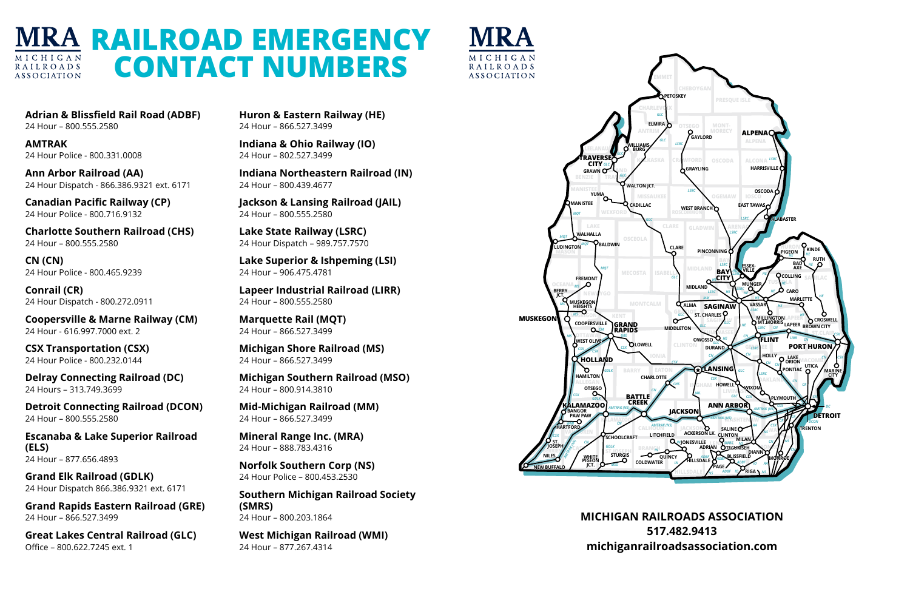# MRA RAILROAD EMERGENCY CONTACT NUMBERS

MRA MICHIGAN RAILROADS ASSOCIATION

**Adrian & Blissfield Rail Road (ADBF)**
24 Hour – 800.555.2580

**AMTRAK**
24 Hour Police - 800.331.0008

**Ann Arbor Railroad (AA)**
24 Hour Dispatch - 866.386.9321 ext. 6171

**Canadian Pacific Railway (CP)**
24 Hour Police - 800.716.9132

**Charlotte Southern Railroad (CHS)**
24 Hour – 800.555.2580

**CN (CN)**
24 Hour Police - 800.465.9239

**Conrail (CR)**
24 Hour Dispatch - 800.272.0911

**Coopersville & Marne Railway (CM)**
24 Hour - 616.997.7000 ext. 2

**CSX Transportation (CSX)**
24 Hour Police - 800.232.0144

**Delray Connecting Railroad (DC)**
24 Hours – 313.749.3699

**Detroit Connecting Railroad (DCON)**
24 Hour – 800.555.2580

**Escanaba & Lake Superior Railroad (ELS)**
24 Hour – 877.656.4893

**Grand Elk Railroad (GDLK)**
24 Hour Dispatch 866.386.9321 ext. 6171

**Grand Rapids Eastern Railroad (GRE)**
24 Hour – 866.527.3499

**Great Lakes Central Railroad (GLC)**
Office – 800.622.7245 ext. 1

**Huron & Eastern Railway (HE)**
24 Hour – 866.527.3499

**Indiana & Ohio Railway (IO)**
24 Hour – 802.527.3499

**Indiana Northeastern Railroad (IN)**
24 Hour – 800.439.4677

**Jackson & Lansing Railroad (JAIL)**
24 Hour – 800.555.2580

**Lake State Railway (LSRC)**
24 Hour Dispatch – 989.757.7570

**Lake Superior & Ishpeming (LSI)**
24 Hour – 906.475.4781

**Lapeer Industrial Railroad (LIRR)**
24 Hour – 800.555.2580

**Marquette Rail (MQT)**
24 Hour – 866.527.3499

**Michigan Shore Railroad (MS)**
24 Hour – 866.527.3499

**Michigan Southern Railroad (MSO)**
24 Hour – 800.914.3810

**Mid-Michigan Railroad (MM)**
24 Hour – 866.527.3499

**Mineral Range Inc. (MRA)**
24 Hour – 888.783.4316

**Norfolk Southern Corp (NS)**
24 Hour Police – 800.453.2530

**Southern Michigan Railroad Society (SMRS)**
24 Hour – 800.203.1864

**West Michigan Railroad (WMI)**
24 Hour – 877.267.4314

**MICHIGAN RAILROADS ASSOCIATION**
**517.482.9413**
**michiganrailroadsassociation.com**